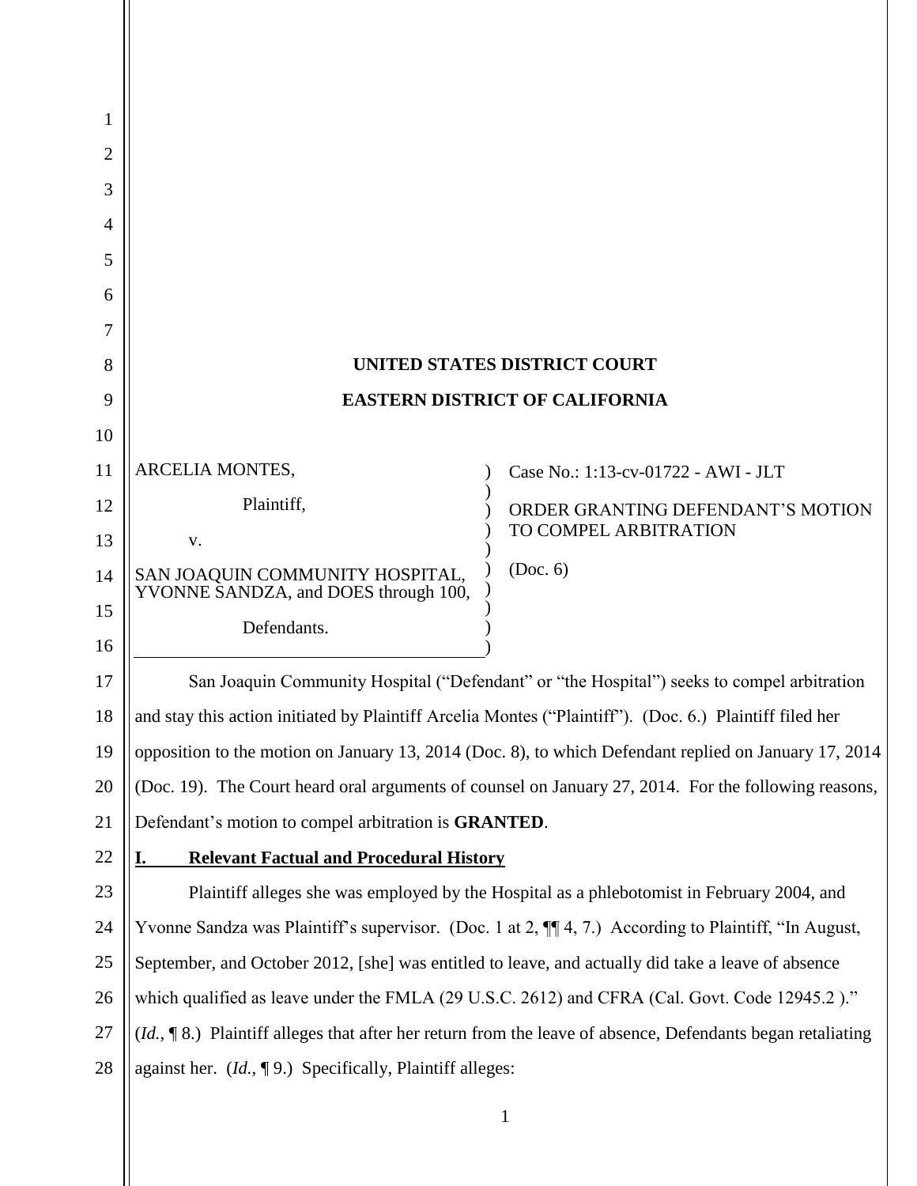**UNITED STATES DISTRICT COURT**

**EASTERN DISTRICT OF CALIFORNIA**

| | |
|---|---|
| ARCELIA MONTES,<br><br>Plaintiff,<br><br>v.<br><br>SAN JOAQUIN COMMUNITY HOSPITAL, YVONNE SANDZA, and DOES through 100,<br><br>Defendants. | Case No.: 1:13-cv-01722 - AWI - JLT<br><br>ORDER GRANTING DEFENDANT'S MOTION TO COMPEL ARBITRATION<br><br>(Doc. 6) |

San Joaquin Community Hospital ("Defendant" or "the Hospital") seeks to compel arbitration and stay this action initiated by Plaintiff Arcelia Montes ("Plaintiff"). (Doc. 6.) Plaintiff filed her opposition to the motion on January 13, 2014 (Doc. 8), to which Defendant replied on January 17, 2014 (Doc. 19). The Court heard oral arguments of counsel on January 27, 2014. For the following reasons, Defendant's motion to compel arbitration is **GRANTED**.

## I. Relevant Factual and Procedural History

Plaintiff alleges she was employed by the Hospital as a phlebotomist in February 2004, and Yvonne Sandza was Plaintiff's supervisor. (Doc. 1 at 2, ¶¶ 4, 7.) According to Plaintiff, "In August, September, and October 2012, [she] was entitled to leave, and actually did take a leave of absence which qualified as leave under the FMLA (29 U.S.C. 2612) and CFRA (Cal. Govt. Code 12945.2 )." (*Id.*, ¶ 8.) Plaintiff alleges that after her return from the leave of absence, Defendants began retaliating against her. (*Id.*, ¶ 9.) Specifically, Plaintiff alleges: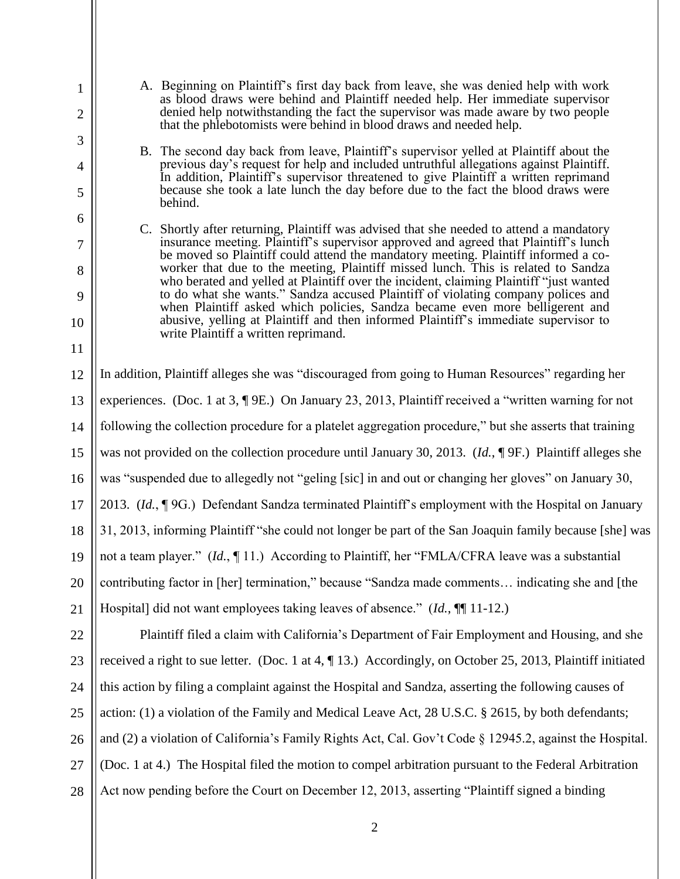A. Beginning on Plaintiff's first day back from leave, she was denied help with work as blood draws were behind and Plaintiff needed help. Her immediate supervisor denied help notwithstanding the fact the supervisor was made aware by two people that the phlebotomists were behind in blood draws and needed help.

B. The second day back from leave, Plaintiff's supervisor yelled at Plaintiff about the previous day's request for help and included untruthful allegations against Plaintiff. In addition, Plaintiff's supervisor threatened to give Plaintiff a written reprimand because she took a late lunch the day before due to the fact the blood draws were behind.

C. Shortly after returning, Plaintiff was advised that she needed to attend a mandatory insurance meeting. Plaintiff's supervisor approved and agreed that Plaintiff's lunch be moved so Plaintiff could attend the mandatory meeting. Plaintiff informed a co-worker that due to the meeting, Plaintiff missed lunch. This is related to Sandza who berated and yelled at Plaintiff over the incident, claiming Plaintiff "just wanted to do what she wants." Sandza accused Plaintiff of violating company polices and when Plaintiff asked which policies, Sandza became even more belligerent and abusive, yelling at Plaintiff and then informed Plaintiff's immediate supervisor to write Plaintiff a written reprimand.

In addition, Plaintiff alleges she was "discouraged from going to Human Resources" regarding her experiences. (Doc. 1 at 3, ¶ 9E.) On January 23, 2013, Plaintiff received a "written warning for not following the collection procedure for a platelet aggregation procedure," but she asserts that training was not provided on the collection procedure until January 30, 2013. (*Id.*, ¶ 9F.) Plaintiff alleges she was "suspended due to allegedly not "geling [sic] in and out or changing her gloves" on January 30, 2013. (*Id.*, ¶ 9G.) Defendant Sandza terminated Plaintiff's employment with the Hospital on January 31, 2013, informing Plaintiff "she could not longer be part of the San Joaquin family because [she] was not a team player." (*Id.*, ¶ 11.) According to Plaintiff, her "FMLA/CFRA leave was a substantial contributing factor in [her] termination," because "Sandza made comments… indicating she and [the Hospital] did not want employees taking leaves of absence." (*Id.*, ¶¶ 11-12.)

Plaintiff filed a claim with California's Department of Fair Employment and Housing, and she received a right to sue letter. (Doc. 1 at 4, ¶ 13.) Accordingly, on October 25, 2013, Plaintiff initiated this action by filing a complaint against the Hospital and Sandza, asserting the following causes of action: (1) a violation of the Family and Medical Leave Act, 28 U.S.C. § 2615, by both defendants; and (2) a violation of California's Family Rights Act, Cal. Gov't Code § 12945.2, against the Hospital. (Doc. 1 at 4.) The Hospital filed the motion to compel arbitration pursuant to the Federal Arbitration Act now pending before the Court on December 12, 2013, asserting "Plaintiff signed a binding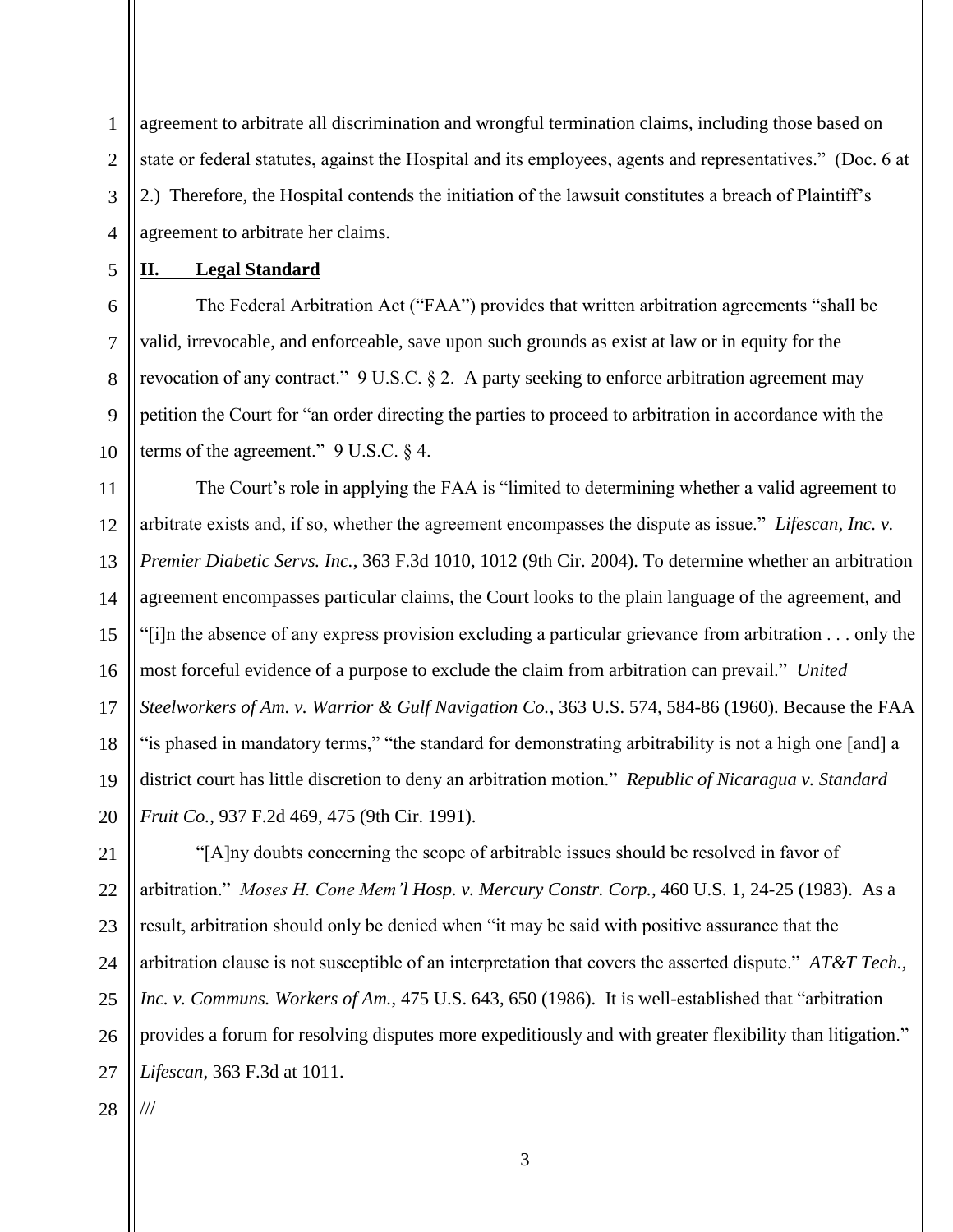agreement to arbitrate all discrimination and wrongful termination claims, including those based on state or federal statutes, against the Hospital and its employees, agents and representatives." (Doc. 6 at 2.) Therefore, the Hospital contends the initiation of the lawsuit constitutes a breach of Plaintiff's agreement to arbitrate her claims.

## **II. Legal Standard**

The Federal Arbitration Act ("FAA") provides that written arbitration agreements "shall be valid, irrevocable, and enforceable, save upon such grounds as exist at law or in equity for the revocation of any contract." 9 U.S.C. § 2. A party seeking to enforce arbitration agreement may petition the Court for "an order directing the parties to proceed to arbitration in accordance with the terms of the agreement." 9 U.S.C. § 4.

The Court's role in applying the FAA is "limited to determining whether a valid agreement to arbitrate exists and, if so, whether the agreement encompasses the dispute as issue." *Lifescan, Inc. v. Premier Diabetic Servs. Inc.*, 363 F.3d 1010, 1012 (9th Cir. 2004). To determine whether an arbitration agreement encompasses particular claims, the Court looks to the plain language of the agreement, and "[i]n the absence of any express provision excluding a particular grievance from arbitration . . . only the most forceful evidence of a purpose to exclude the claim from arbitration can prevail." *United Steelworkers of Am. v. Warrior & Gulf Navigation Co.*, 363 U.S. 574, 584-86 (1960). Because the FAA "is phased in mandatory terms," "the standard for demonstrating arbitrability is not a high one [and] a district court has little discretion to deny an arbitration motion." *Republic of Nicaragua v. Standard Fruit Co.*, 937 F.2d 469, 475 (9th Cir. 1991).

"[A]ny doubts concerning the scope of arbitrable issues should be resolved in favor of arbitration." *Moses H. Cone Mem'l Hosp. v. Mercury Constr. Corp.*, 460 U.S. 1, 24-25 (1983). As a result, arbitration should only be denied when "it may be said with positive assurance that the arbitration clause is not susceptible of an interpretation that covers the asserted dispute." *AT&T Tech., Inc. v. Communs. Workers of Am.*, 475 U.S. 643, 650 (1986). It is well-established that "arbitration provides a forum for resolving disputes more expeditiously and with greater flexibility than litigation." *Lifescan*, 363 F.3d at 1011.

///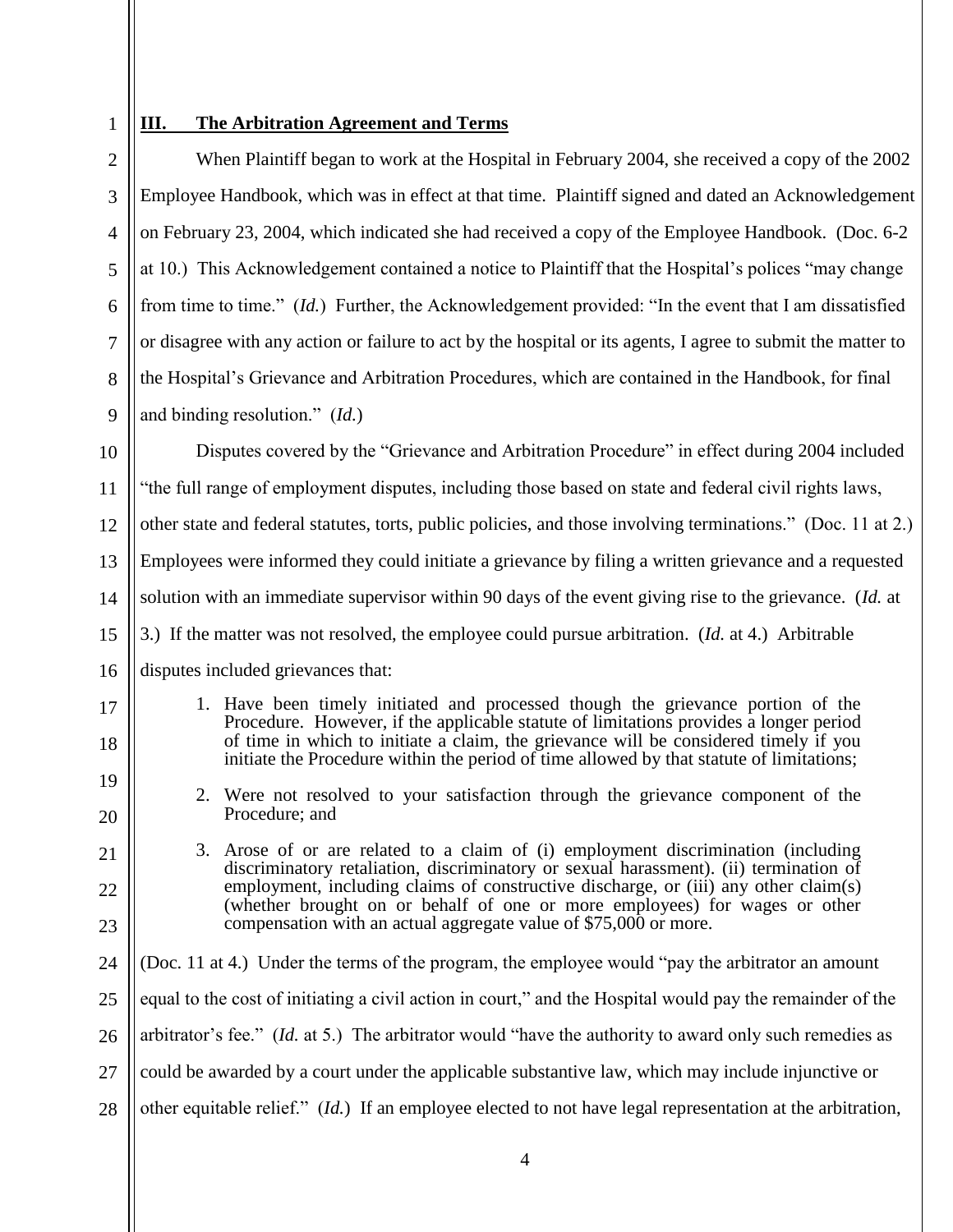## III. The Arbitration Agreement and Terms

When Plaintiff began to work at the Hospital in February 2004, she received a copy of the 2002 Employee Handbook, which was in effect at that time. Plaintiff signed and dated an Acknowledgement on February 23, 2004, which indicated she had received a copy of the Employee Handbook. (Doc. 6-2 at 10.) This Acknowledgement contained a notice to Plaintiff that the Hospital's polices "may change from time to time." (*Id.*) Further, the Acknowledgement provided: "In the event that I am dissatisfied or disagree with any action or failure to act by the hospital or its agents, I agree to submit the matter to the Hospital's Grievance and Arbitration Procedures, which are contained in the Handbook, for final and binding resolution." (*Id.*)

Disputes covered by the "Grievance and Arbitration Procedure" in effect during 2004 included "the full range of employment disputes, including those based on state and federal civil rights laws, other state and federal statutes, torts, public policies, and those involving terminations." (Doc. 11 at 2.) Employees were informed they could initiate a grievance by filing a written grievance and a requested solution with an immediate supervisor within 90 days of the event giving rise to the grievance. (*Id.* at 3.) If the matter was not resolved, the employee could pursue arbitration. (*Id.* at 4.) Arbitrable disputes included grievances that:

> 1. Have been timely initiated and processed though the grievance portion of the Procedure. However, if the applicable statute of limitations provides a longer period of time in which to initiate a claim, the grievance will be considered timely if you initiate the Procedure within the period of time allowed by that statute of limitations;
> 2. Were not resolved to your satisfaction through the grievance component of the Procedure; and
> 3. Arose of or are related to a claim of (i) employment discrimination (including discriminatory retaliation, discriminatory or sexual harassment). (ii) termination of employment, including claims of constructive discharge, or (iii) any other claim(s) (whether brought on or behalf of one or more employees) for wages or other compensation with an actual aggregate value of $75,000 or more.

(Doc. 11 at 4.) Under the terms of the program, the employee would "pay the arbitrator an amount equal to the cost of initiating a civil action in court," and the Hospital would pay the remainder of the arbitrator's fee." (*Id.* at 5.) The arbitrator would "have the authority to award only such remedies as could be awarded by a court under the applicable substantive law, which may include injunctive or other equitable relief." (*Id.*) If an employee elected to not have legal representation at the arbitration,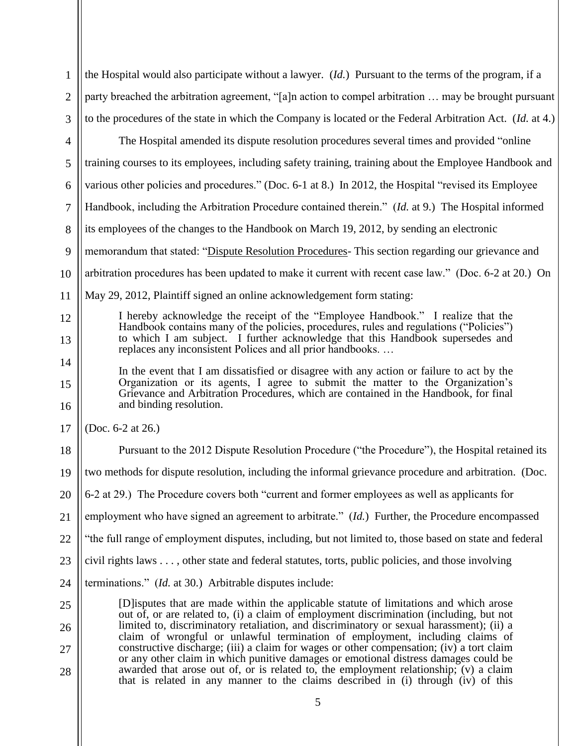the Hospital would also participate without a lawyer. (*Id.*) Pursuant to the terms of the program, if a party breached the arbitration agreement, "[a]n action to compel arbitration … may be brought pursuant to the procedures of the state in which the Company is located or the Federal Arbitration Act. (*Id.* at 4.)

The Hospital amended its dispute resolution procedures several times and provided "online training courses to its employees, including safety training, training about the Employee Handbook and various other policies and procedures." (Doc. 6-1 at 8.) In 2012, the Hospital "revised its Employee Handbook, including the Arbitration Procedure contained therein." (*Id.* at 9.) The Hospital informed its employees of the changes to the Handbook on March 19, 2012, by sending an electronic memorandum that stated: "Dispute Resolution Procedures- This section regarding our grievance and arbitration procedures has been updated to make it current with recent case law." (Doc. 6-2 at 20.) On May 29, 2012, Plaintiff signed an online acknowledgement form stating:

> I hereby acknowledge the receipt of the "Employee Handbook." I realize that the Handbook contains many of the policies, procedures, rules and regulations ("Policies") to which I am subject. I further acknowledge that this Handbook supersedes and replaces any inconsistent Polices and all prior handbooks. …
>
> In the event that I am dissatisfied or disagree with any action or failure to act by the Organization or its agents, I agree to submit the matter to the Organization's Grievance and Arbitration Procedures, which are contained in the Handbook, for final and binding resolution.

(Doc. 6-2 at 26.)

Pursuant to the 2012 Dispute Resolution Procedure ("the Procedure"), the Hospital retained its two methods for dispute resolution, including the informal grievance procedure and arbitration. (Doc. 6-2 at 29.) The Procedure covers both "current and former employees as well as applicants for employment who have signed an agreement to arbitrate." (*Id.*) Further, the Procedure encompassed "the full range of employment disputes, including, but not limited to, those based on state and federal civil rights laws . . . , other state and federal statutes, torts, public policies, and those involving terminations." (*Id.* at 30.) Arbitrable disputes include:

> [D]isputes that are made within the applicable statute of limitations and which arose out of, or are related to, (i) a claim of employment discrimination (including, but not limited to, discriminatory retaliation, and discriminatory or sexual harassment); (ii) a claim of wrongful or unlawful termination of employment, including claims of constructive discharge; (iii) a claim for wages or other compensation; (iv) a tort claim or any other claim in which punitive damages or emotional distress damages could be awarded that arose out of, or is related to, the employment relationship; (v) a claim that is related in any manner to the claims described in (i) through (iv) of this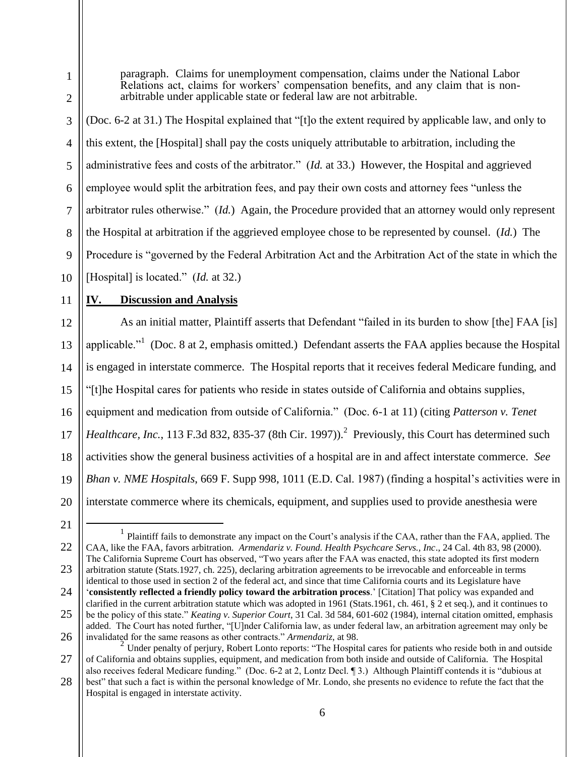> paragraph. Claims for unemployment compensation, claims under the National Labor Relations act, claims for workers' compensation benefits, and any claim that is non-arbitrable under applicable state or federal law are not arbitrable.

(Doc. 6-2 at 31.) The Hospital explained that "[t]o the extent required by applicable law, and only to this extent, the [Hospital] shall pay the costs uniquely attributable to arbitration, including the administrative fees and costs of the arbitrator." (*Id.* at 33.) However, the Hospital and aggrieved employee would split the arbitration fees, and pay their own costs and attorney fees "unless the arbitrator rules otherwise." (*Id.*) Again, the Procedure provided that an attorney would only represent the Hospital at arbitration if the aggrieved employee chose to be represented by counsel. (*Id.*) The Procedure is "governed by the Federal Arbitration Act and the Arbitration Act of the state in which the [Hospital] is located." (*Id.* at 32.)

## IV. Discussion and Analysis

As an initial matter, Plaintiff asserts that Defendant "failed in its burden to show [the] FAA [is] applicable."[1] (Doc. 8 at 2, emphasis omitted.) Defendant asserts the FAA applies because the Hospital is engaged in interstate commerce. The Hospital reports that it receives federal Medicare funding, and "[t]he Hospital cares for patients who reside in states outside of California and obtains supplies, equipment and medication from outside of California." (Doc. 6-1 at 11) (citing *Patterson v. Tenet Healthcare, Inc.*, 113 F.3d 832, 835-37 (8th Cir. 1997)).[2] Previously, this Court has determined such activities show the general business activities of a hospital are in and affect interstate commerce. *See Bhan v. NME Hospitals*, 669 F. Supp 998, 1011 (E.D. Cal. 1987) (finding a hospital's activities were in interstate commerce where its chemicals, equipment, and supplies used to provide anesthesia were

---

[1] Plaintiff fails to demonstrate any impact on the Court's analysis if the CAA, rather than the FAA, applied. The CAA, like the FAA, favors arbitration. *Armendariz v. Found. Health Psychcare Servs., Inc*., 24 Cal. 4th 83, 98 (2000). The California Supreme Court has observed, "Two years after the FAA was enacted, this state adopted its first modern arbitration statute (Stats.1927, ch. 225), declaring arbitration agreements to be irrevocable and enforceable in terms identical to those used in section 2 of the federal act, and since that time California courts and its Legislature have '**consistently reflected a friendly policy toward the arbitration process**.' [Citation] That policy was expanded and clarified in the current arbitration statute which was adopted in 1961 (Stats.1961, ch. 461, § 2 et seq.), and it continues to be the policy of this state." *Keating v. Superior Court*, 31 Cal. 3d 584, 601-602 (1984), internal citation omitted, emphasis added. The Court has noted further, "[U]nder California law, as under federal law, an arbitration agreement may only be invalidated for the same reasons as other contracts." *Armendariz*, at 98.

[2] Under penalty of perjury, Robert Lonto reports: "The Hospital cares for patients who reside both in and outside of California and obtains supplies, equipment, and medication from both inside and outside of California. The Hospital also receives federal Medicare funding." (Doc. 6-2 at 2, Lontz Decl. ¶ 3.) Although Plaintiff contends it is "dubious at best" that such a fact is within the personal knowledge of Mr. Londo, she presents no evidence to refute the fact that the Hospital is engaged in interstate activity.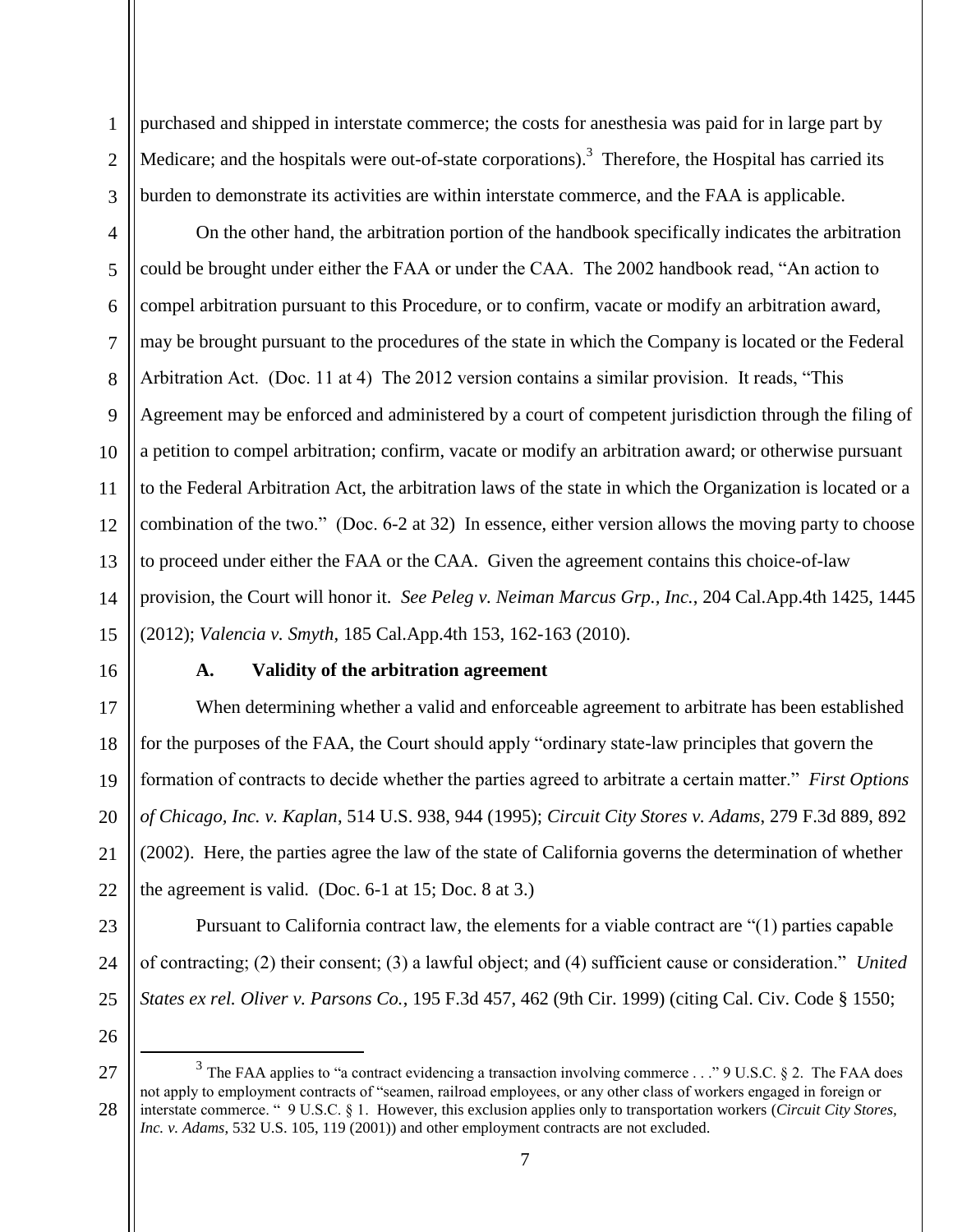purchased and shipped in interstate commerce; the costs for anesthesia was paid for in large part by Medicare; and the hospitals were out-of-state corporations).[3] Therefore, the Hospital has carried its burden to demonstrate its activities are within interstate commerce, and the FAA is applicable.

On the other hand, the arbitration portion of the handbook specifically indicates the arbitration could be brought under either the FAA or under the CAA. The 2002 handbook read, "An action to compel arbitration pursuant to this Procedure, or to confirm, vacate or modify an arbitration award, may be brought pursuant to the procedures of the state in which the Company is located or the Federal Arbitration Act. (Doc. 11 at 4) The 2012 version contains a similar provision. It reads, "This Agreement may be enforced and administered by a court of competent jurisdiction through the filing of a petition to compel arbitration; confirm, vacate or modify an arbitration award; or otherwise pursuant to the Federal Arbitration Act, the arbitration laws of the state in which the Organization is located or a combination of the two." (Doc. 6-2 at 32) In essence, either version allows the moving party to choose to proceed under either the FAA or the CAA. Given the agreement contains this choice-of-law provision, the Court will honor it. *See Peleg v. Neiman Marcus Grp., Inc.*, 204 Cal.App.4th 1425, 1445 (2012); *Valencia v. Smyth*, 185 Cal.App.4th 153, 162-163 (2010).

### A. Validity of the arbitration agreement

When determining whether a valid and enforceable agreement to arbitrate has been established for the purposes of the FAA, the Court should apply "ordinary state-law principles that govern the formation of contracts to decide whether the parties agreed to arbitrate a certain matter." *First Options of Chicago, Inc. v. Kaplan*, 514 U.S. 938, 944 (1995); *Circuit City Stores v. Adams*, 279 F.3d 889, 892 (2002). Here, the parties agree the law of the state of California governs the determination of whether the agreement is valid. (Doc. 6-1 at 15; Doc. 8 at 3.)

Pursuant to California contract law, the elements for a viable contract are "(1) parties capable of contracting; (2) their consent; (3) a lawful object; and (4) sufficient cause or consideration." *United States ex rel. Oliver v. Parsons Co.*, 195 F.3d 457, 462 (9th Cir. 1999) (citing Cal. Civ. Code § 1550;

---

[3] The FAA applies to "a contract evidencing a transaction involving commerce . . ." 9 U.S.C. § 2. The FAA does not apply to employment contracts of "seamen, railroad employees, or any other class of workers engaged in foreign or interstate commerce. " 9 U.S.C. § 1. However, this exclusion applies only to transportation workers (*Circuit City Stores, Inc. v. Adams*, 532 U.S. 105, 119 (2001)) and other employment contracts are not excluded.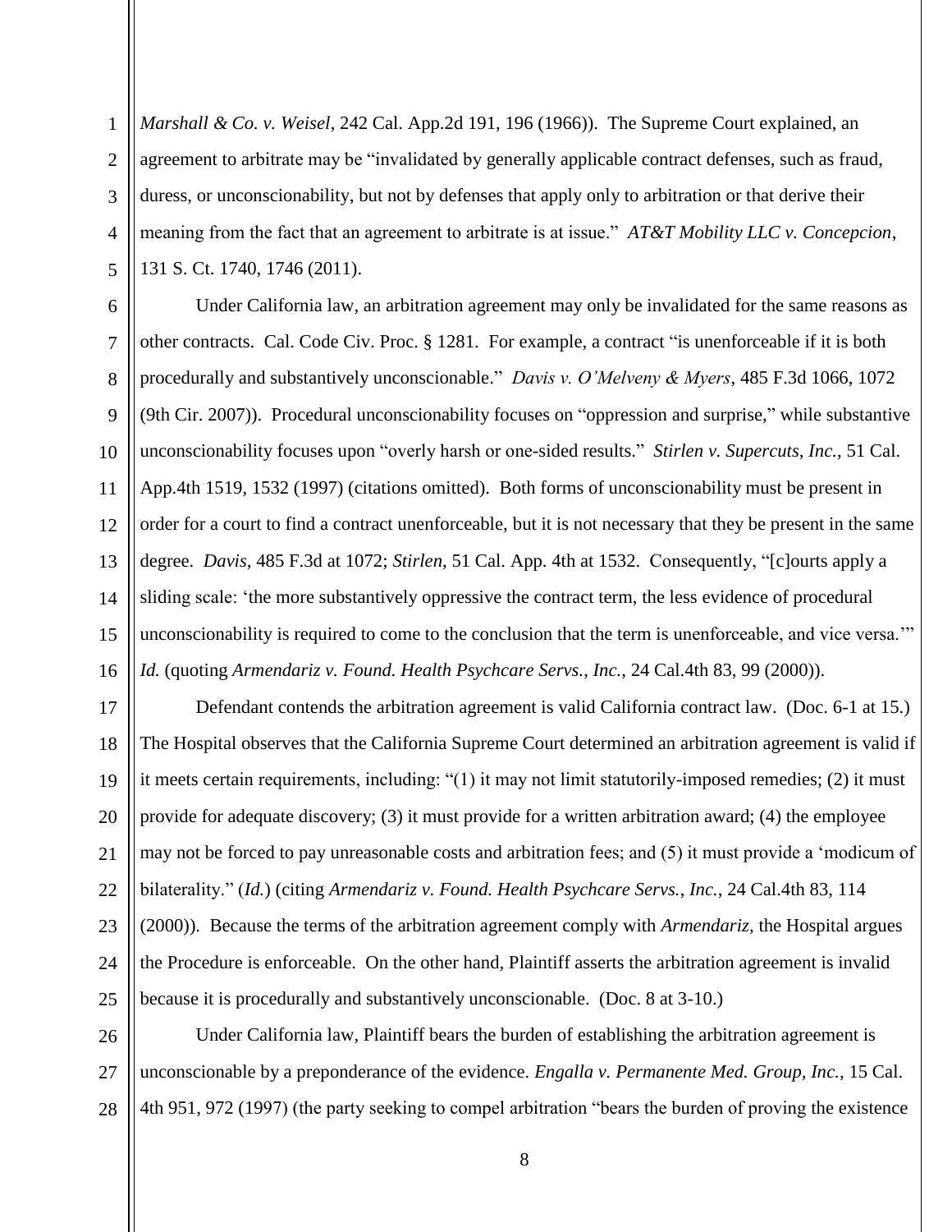*Marshall & Co. v. Weisel*, 242 Cal. App.2d 191, 196 (1966)). The Supreme Court explained, an agreement to arbitrate may be "invalidated by generally applicable contract defenses, such as fraud, duress, or unconscionability, but not by defenses that apply only to arbitration or that derive their meaning from the fact that an agreement to arbitrate is at issue." *AT&T Mobility LLC v. Concepcion*, 131 S. Ct. 1740, 1746 (2011).

Under California law, an arbitration agreement may only be invalidated for the same reasons as other contracts. Cal. Code Civ. Proc. § 1281. For example, a contract "is unenforceable if it is both procedurally and substantively unconscionable." *Davis v. O'Melveny & Myers*, 485 F.3d 1066, 1072 (9th Cir. 2007)). Procedural unconscionability focuses on "oppression and surprise," while substantive unconscionability focuses upon "overly harsh or one-sided results." *Stirlen v. Supercuts, Inc.*, 51 Cal. App.4th 1519, 1532 (1997) (citations omitted). Both forms of unconscionability must be present in order for a court to find a contract unenforceable, but it is not necessary that they be present in the same degree. *Davis*, 485 F.3d at 1072; *Stirlen*, 51 Cal. App. 4th at 1532. Consequently, "[c]ourts apply a sliding scale: 'the more substantively oppressive the contract term, the less evidence of procedural unconscionability is required to come to the conclusion that the term is unenforceable, and vice versa.'" *Id.* (quoting *Armendariz v. Found. Health Psychcare Servs., Inc.*, 24 Cal.4th 83, 99 (2000)).

Defendant contends the arbitration agreement is valid California contract law. (Doc. 6-1 at 15.) The Hospital observes that the California Supreme Court determined an arbitration agreement is valid if it meets certain requirements, including: "(1) it may not limit statutorily-imposed remedies; (2) it must provide for adequate discovery; (3) it must provide for a written arbitration award; (4) the employee may not be forced to pay unreasonable costs and arbitration fees; and (5) it must provide a 'modicum of bilaterality." (*Id.*) (citing *Armendariz v. Found. Health Psychcare Servs., Inc.*, 24 Cal.4th 83, 114 (2000)). Because the terms of the arbitration agreement comply with *Armendariz,* the Hospital argues the Procedure is enforceable. On the other hand, Plaintiff asserts the arbitration agreement is invalid because it is procedurally and substantively unconscionable. (Doc. 8 at 3-10.)

Under California law, Plaintiff bears the burden of establishing the arbitration agreement is unconscionable by a preponderance of the evidence. *Engalla v. Permanente Med. Group, Inc.*, 15 Cal. 4th 951, 972 (1997) (the party seeking to compel arbitration "bears the burden of proving the existence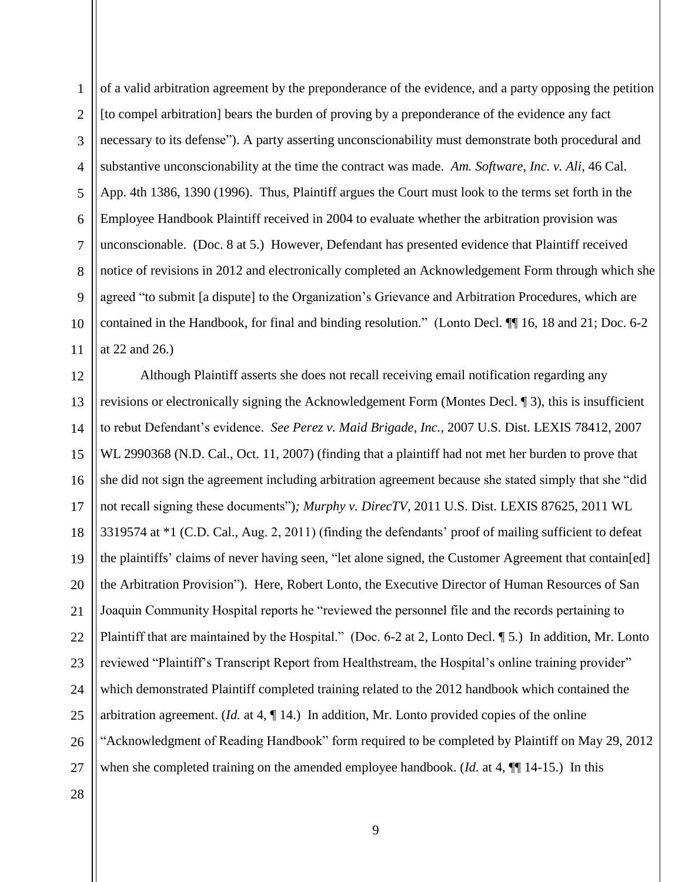of a valid arbitration agreement by the preponderance of the evidence, and a party opposing the petition [to compel arbitration] bears the burden of proving by a preponderance of the evidence any fact necessary to its defense"). A party asserting unconscionability must demonstrate both procedural and substantive unconscionability at the time the contract was made. *Am. Software, Inc. v. Ali*, 46 Cal. App. 4th 1386, 1390 (1996). Thus, Plaintiff argues the Court must look to the terms set forth in the Employee Handbook Plaintiff received in 2004 to evaluate whether the arbitration provision was unconscionable. (Doc. 8 at 5.) However, Defendant has presented evidence that Plaintiff received notice of revisions in 2012 and electronically completed an Acknowledgement Form through which she agreed "to submit [a dispute] to the Organization's Grievance and Arbitration Procedures, which are contained in the Handbook, for final and binding resolution." (Lonto Decl. ¶¶ 16, 18 and 21; Doc. 6-2 at 22 and 26.)

Although Plaintiff asserts she does not recall receiving email notification regarding any revisions or electronically signing the Acknowledgement Form (Montes Decl. ¶ 3), this is insufficient to rebut Defendant's evidence. *See Perez v. Maid Brigade, Inc.*, 2007 U.S. Dist. LEXIS 78412, 2007 WL 2990368 (N.D. Cal., Oct. 11, 2007) (finding that a plaintiff had not met her burden to prove that she did not sign the agreement including arbitration agreement because she stated simply that she "did not recall signing these documents")*; Murphy v. DirecTV*, 2011 U.S. Dist. LEXIS 87625, 2011 WL 3319574 at *1 (C.D. Cal., Aug. 2, 2011) (finding the defendants' proof of mailing sufficient to defeat the plaintiffs' claims of never having seen, "let alone signed, the Customer Agreement that contain[ed] the Arbitration Provision"). Here, Robert Lonto, the Executive Director of Human Resources of San Joaquin Community Hospital reports he "reviewed the personnel file and the records pertaining to Plaintiff that are maintained by the Hospital." (Doc. 6-2 at 2, Lonto Decl. ¶ 5.) In addition, Mr. Lonto reviewed "Plaintiff's Transcript Report from Healthstream, the Hospital's online training provider" which demonstrated Plaintiff completed training related to the 2012 handbook which contained the arbitration agreement. (*Id.* at 4, ¶ 14.) In addition, Mr. Lonto provided copies of the online "Acknowledgment of Reading Handbook" form required to be completed by Plaintiff on May 29, 2012 when she completed training on the amended employee handbook. (*Id.* at 4, ¶¶ 14-15.) In this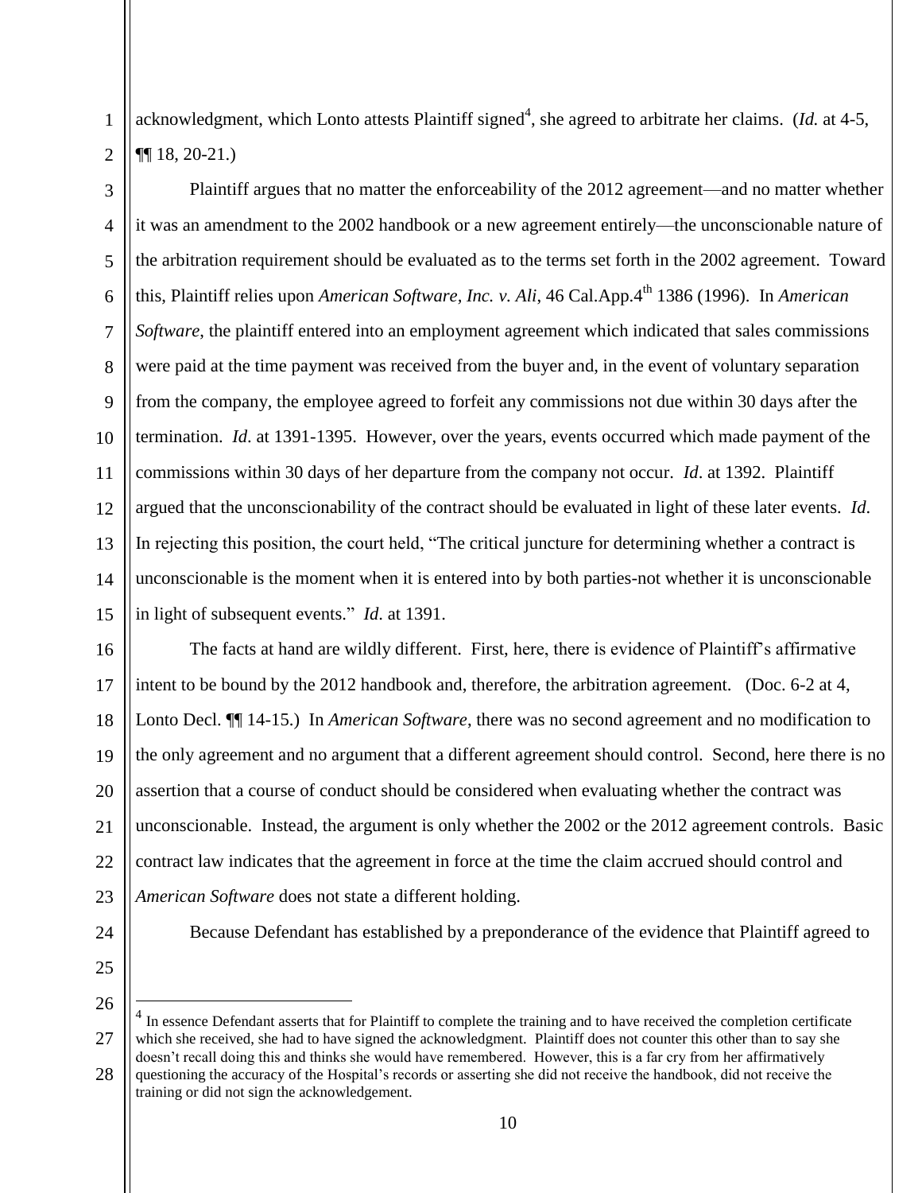acknowledgment, which Lonto attests Plaintiff signed[4], she agreed to arbitrate her claims. (*Id.* at 4-5, ¶¶ 18, 20-21.)

Plaintiff argues that no matter the enforceability of the 2012 agreement—and no matter whether it was an amendment to the 2002 handbook or a new agreement entirely—the unconscionable nature of the arbitration requirement should be evaluated as to the terms set forth in the 2002 agreement. Toward this, Plaintiff relies upon *American Software, Inc. v. Ali*, 46 Cal.App.4th 1386 (1996). In *American Software*, the plaintiff entered into an employment agreement which indicated that sales commissions were paid at the time payment was received from the buyer and, in the event of voluntary separation from the company, the employee agreed to forfeit any commissions not due within 30 days after the termination. *Id*. at 1391-1395. However, over the years, events occurred which made payment of the commissions within 30 days of her departure from the company not occur. *Id*. at 1392. Plaintiff argued that the unconscionability of the contract should be evaluated in light of these later events. *Id*. In rejecting this position, the court held, "The critical juncture for determining whether a contract is unconscionable is the moment when it is entered into by both parties-not whether it is unconscionable in light of subsequent events." *Id*. at 1391.

The facts at hand are wildly different. First, here, there is evidence of Plaintiff's affirmative intent to be bound by the 2012 handbook and, therefore, the arbitration agreement. (Doc. 6-2 at 4, Lonto Decl. ¶¶ 14-15.) In *American Software*, there was no second agreement and no modification to the only agreement and no argument that a different agreement should control. Second, here there is no assertion that a course of conduct should be considered when evaluating whether the contract was unconscionable. Instead, the argument is only whether the 2002 or the 2012 agreement controls. Basic contract law indicates that the agreement in force at the time the claim accrued should control and *American Software* does not state a different holding.

Because Defendant has established by a preponderance of the evidence that Plaintiff agreed to

---

[4] In essence Defendant asserts that for Plaintiff to complete the training and to have received the completion certificate which she received, she had to have signed the acknowledgment. Plaintiff does not counter this other than to say she doesn't recall doing this and thinks she would have remembered. However, this is a far cry from her affirmatively questioning the accuracy of the Hospital's records or asserting she did not receive the handbook, did not receive the training or did not sign the acknowledgement.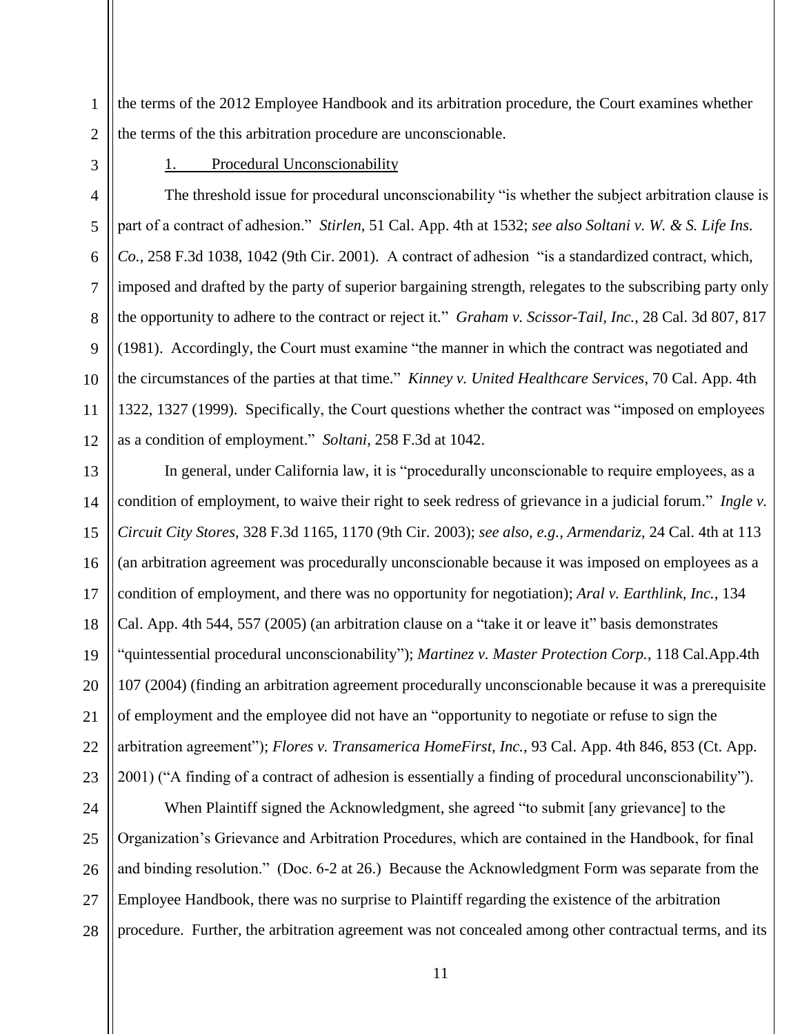the terms of the 2012 Employee Handbook and its arbitration procedure, the Court examines whether the terms of the this arbitration procedure are unconscionable.

1. Procedural Unconscionability

The threshold issue for procedural unconscionability "is whether the subject arbitration clause is part of a contract of adhesion." *Stirlen*, 51 Cal. App. 4th at 1532; *see also Soltani v. W. & S. Life Ins. Co.*, 258 F.3d 1038, 1042 (9th Cir. 2001). A contract of adhesion "is a standardized contract, which, imposed and drafted by the party of superior bargaining strength, relegates to the subscribing party only the opportunity to adhere to the contract or reject it." *Graham v. Scissor-Tail, Inc.*, 28 Cal. 3d 807, 817 (1981). Accordingly, the Court must examine "the manner in which the contract was negotiated and the circumstances of the parties at that time." *Kinney v. United Healthcare Services*, 70 Cal. App. 4th 1322, 1327 (1999). Specifically, the Court questions whether the contract was "imposed on employees as a condition of employment." *Soltani*, 258 F.3d at 1042.

In general, under California law, it is "procedurally unconscionable to require employees, as a condition of employment, to waive their right to seek redress of grievance in a judicial forum." *Ingle v. Circuit City Stores*, 328 F.3d 1165, 1170 (9th Cir. 2003); *see also, e.g.*, *Armendariz*, 24 Cal. 4th at 113 (an arbitration agreement was procedurally unconscionable because it was imposed on employees as a condition of employment, and there was no opportunity for negotiation); *Aral v. Earthlink, Inc.*, 134 Cal. App. 4th 544, 557 (2005) (an arbitration clause on a "take it or leave it" basis demonstrates "quintessential procedural unconscionability"); *Martinez v. Master Protection Corp.*, 118 Cal.App.4th 107 (2004) (finding an arbitration agreement procedurally unconscionable because it was a prerequisite of employment and the employee did not have an "opportunity to negotiate or refuse to sign the arbitration agreement"); *Flores v. Transamerica HomeFirst, Inc.*, 93 Cal. App. 4th 846, 853 (Ct. App. 2001) ("A finding of a contract of adhesion is essentially a finding of procedural unconscionability").

When Plaintiff signed the Acknowledgment, she agreed "to submit [any grievance] to the Organization's Grievance and Arbitration Procedures, which are contained in the Handbook, for final and binding resolution." (Doc. 6-2 at 26.) Because the Acknowledgment Form was separate from the Employee Handbook, there was no surprise to Plaintiff regarding the existence of the arbitration procedure. Further, the arbitration agreement was not concealed among other contractual terms, and its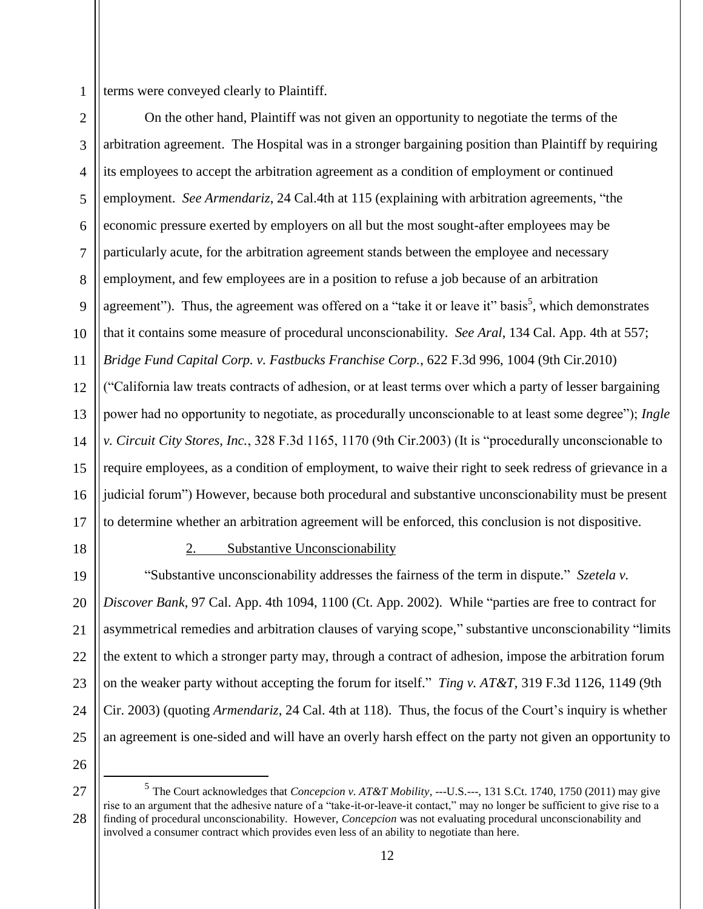terms were conveyed clearly to Plaintiff.

On the other hand, Plaintiff was not given an opportunity to negotiate the terms of the arbitration agreement. The Hospital was in a stronger bargaining position than Plaintiff by requiring its employees to accept the arbitration agreement as a condition of employment or continued employment. *See Armendariz*, 24 Cal.4th at 115 (explaining with arbitration agreements, "the economic pressure exerted by employers on all but the most sought-after employees may be particularly acute, for the arbitration agreement stands between the employee and necessary employment, and few employees are in a position to refuse a job because of an arbitration agreement"). Thus, the agreement was offered on a "take it or leave it" basis[5], which demonstrates that it contains some measure of procedural unconscionability. *See Aral*, 134 Cal. App. 4th at 557; *Bridge Fund Capital Corp. v. Fastbucks Franchise Corp.*, 622 F.3d 996, 1004 (9th Cir.2010) ("California law treats contracts of adhesion, or at least terms over which a party of lesser bargaining power had no opportunity to negotiate, as procedurally unconscionable to at least some degree"); *Ingle v. Circuit City Stores, Inc.*, 328 F.3d 1165, 1170 (9th Cir.2003) (It is "procedurally unconscionable to require employees, as a condition of employment, to waive their right to seek redress of grievance in a judicial forum") However, because both procedural and substantive unconscionability must be present to determine whether an arbitration agreement will be enforced, this conclusion is not dispositive.

### 2. Substantive Unconscionability

"Substantive unconscionability addresses the fairness of the term in dispute." *Szetela v. Discover Bank*, 97 Cal. App. 4th 1094, 1100 (Ct. App. 2002). While "parties are free to contract for asymmetrical remedies and arbitration clauses of varying scope," substantive unconscionability "limits the extent to which a stronger party may, through a contract of adhesion, impose the arbitration forum on the weaker party without accepting the forum for itself." *Ting v. AT&T*, 319 F.3d 1126, 1149 (9th Cir. 2003) (quoting *Armendariz*, 24 Cal. 4th at 118). Thus, the focus of the Court's inquiry is whether an agreement is one-sided and will have an overly harsh effect on the party not given an opportunity to

---

[5] The Court acknowledges that *Concepcion v. AT&T Mobility*, ---U.S.---, 131 S.Ct. 1740, 1750 (2011) may give rise to an argument that the adhesive nature of a "take-it-or-leave-it contact," may no longer be sufficient to give rise to a finding of procedural unconscionability. However, *Concepcion* was not evaluating procedural unconscionability and involved a consumer contract which provides even less of an ability to negotiate than here.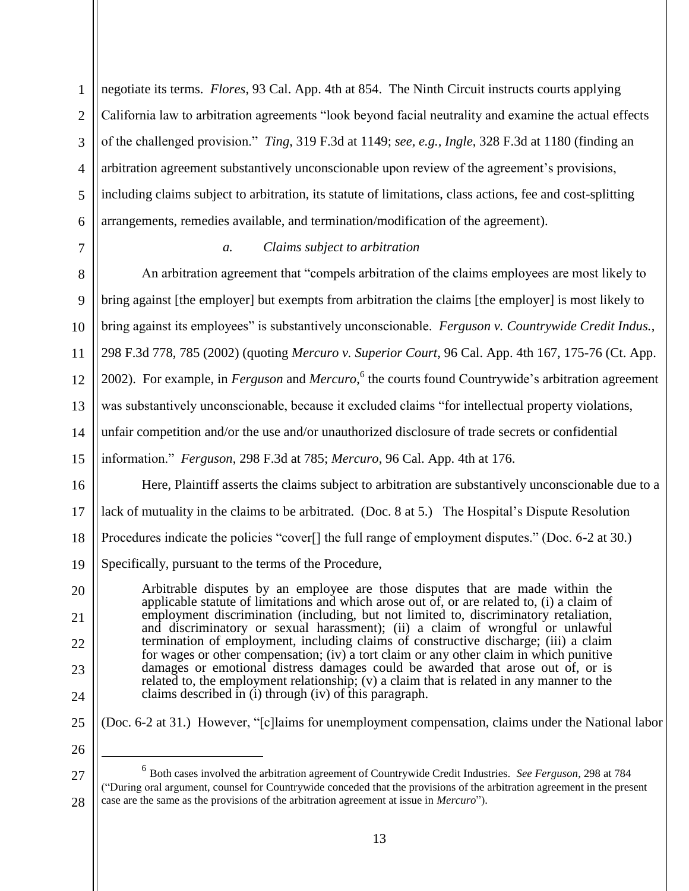negotiate its terms. *Flores*, 93 Cal. App. 4th at 854. The Ninth Circuit instructs courts applying California law to arbitration agreements "look beyond facial neutrality and examine the actual effects of the challenged provision." *Ting*, 319 F.3d at 1149; *see, e.g., Ingle*, 328 F.3d at 1180 (finding an arbitration agreement substantively unconscionable upon review of the agreement's provisions, including claims subject to arbitration, its statute of limitations, class actions, fee and cost-splitting arrangements, remedies available, and termination/modification of the agreement).

*a. Claims subject to arbitration*

An arbitration agreement that "compels arbitration of the claims employees are most likely to bring against [the employer] but exempts from arbitration the claims [the employer] is most likely to bring against its employees" is substantively unconscionable. *Ferguson v. Countrywide Credit Indus.*, 298 F.3d 778, 785 (2002) (quoting *Mercuro v. Superior Court*, 96 Cal. App. 4th 167, 175-76 (Ct. App. 2002). For example, in *Ferguson* and *Mercuro*,[6] the courts found Countrywide's arbitration agreement was substantively unconscionable, because it excluded claims "for intellectual property violations, unfair competition and/or the use and/or unauthorized disclosure of trade secrets or confidential information." *Ferguson*, 298 F.3d at 785; *Mercuro*, 96 Cal. App. 4th at 176.

Here, Plaintiff asserts the claims subject to arbitration are substantively unconscionable due to a lack of mutuality in the claims to be arbitrated. (Doc. 8 at 5.) The Hospital's Dispute Resolution Procedures indicate the policies "cover[] the full range of employment disputes." (Doc. 6-2 at 30.) Specifically, pursuant to the terms of the Procedure,

> Arbitrable disputes by an employee are those disputes that are made within the applicable statute of limitations and which arose out of, or are related to, (i) a claim of employment discrimination (including, but not limited to, discriminatory retaliation, and discriminatory or sexual harassment); (ii) a claim of wrongful or unlawful termination of employment, including claims of constructive discharge; (iii) a claim for wages or other compensation; (iv) a tort claim or any other claim in which punitive damages or emotional distress damages could be awarded that arose out of, or is related to, the employment relationship; (v) a claim that is related in any manner to the claims described in (i) through (iv) of this paragraph.

(Doc. 6-2 at 31.) However, "[c]laims for unemployment compensation, claims under the National labor

[6] Both cases involved the arbitration agreement of Countrywide Credit Industries. *See Ferguson*, 298 at 784 ("During oral argument, counsel for Countrywide conceded that the provisions of the arbitration agreement in the present case are the same as the provisions of the arbitration agreement at issue in *Mercuro*").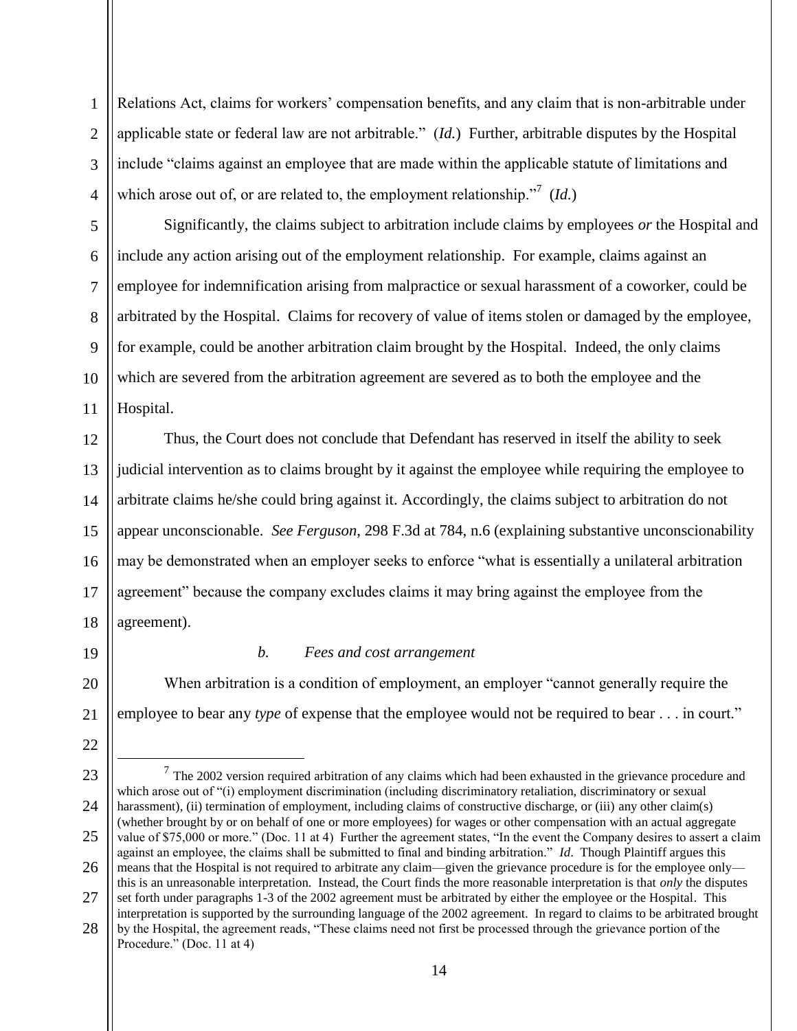Relations Act, claims for workers' compensation benefits, and any claim that is non-arbitrable under applicable state or federal law are not arbitrable." (*Id.*) Further, arbitrable disputes by the Hospital include "claims against an employee that are made within the applicable statute of limitations and which arose out of, or are related to, the employment relationship."[7] (*Id.*)

Significantly, the claims subject to arbitration include claims by employees *or* the Hospital and include any action arising out of the employment relationship. For example, claims against an employee for indemnification arising from malpractice or sexual harassment of a coworker, could be arbitrated by the Hospital. Claims for recovery of value of items stolen or damaged by the employee, for example, could be another arbitration claim brought by the Hospital. Indeed, the only claims which are severed from the arbitration agreement are severed as to both the employee and the Hospital.

Thus, the Court does not conclude that Defendant has reserved in itself the ability to seek judicial intervention as to claims brought by it against the employee while requiring the employee to arbitrate claims he/she could bring against it. Accordingly, the claims subject to arbitration do not appear unconscionable. *See Ferguson*, 298 F.3d at 784, n.6 (explaining substantive unconscionability may be demonstrated when an employer seeks to enforce "what is essentially a unilateral arbitration agreement" because the company excludes claims it may bring against the employee from the agreement).

*b. Fees and cost arrangement*

When arbitration is a condition of employment, an employer "cannot generally require the employee to bear any *type* of expense that the employee would not be required to bear . . . in court."

---

[7] The 2002 version required arbitration of any claims which had been exhausted in the grievance procedure and which arose out of "(i) employment discrimination (including discriminatory retaliation, discriminatory or sexual harassment), (ii) termination of employment, including claims of constructive discharge, or (iii) any other claim(s) (whether brought by or on behalf of one or more employees) for wages or other compensation with an actual aggregate value of $75,000 or more." (Doc. 11 at 4) Further the agreement states, "In the event the Company desires to assert a claim against an employee, the claims shall be submitted to final and binding arbitration." *Id*. Though Plaintiff argues this means that the Hospital is not required to arbitrate any claim—given the grievance procedure is for the employee only—this is an unreasonable interpretation. Instead, the Court finds the more reasonable interpretation is that *only* the disputes set forth under paragraphs 1-3 of the 2002 agreement must be arbitrated by either the employee or the Hospital. This interpretation is supported by the surrounding language of the 2002 agreement. In regard to claims to be arbitrated brought by the Hospital, the agreement reads, "These claims need not first be processed through the grievance portion of the Procedure." (Doc. 11 at 4)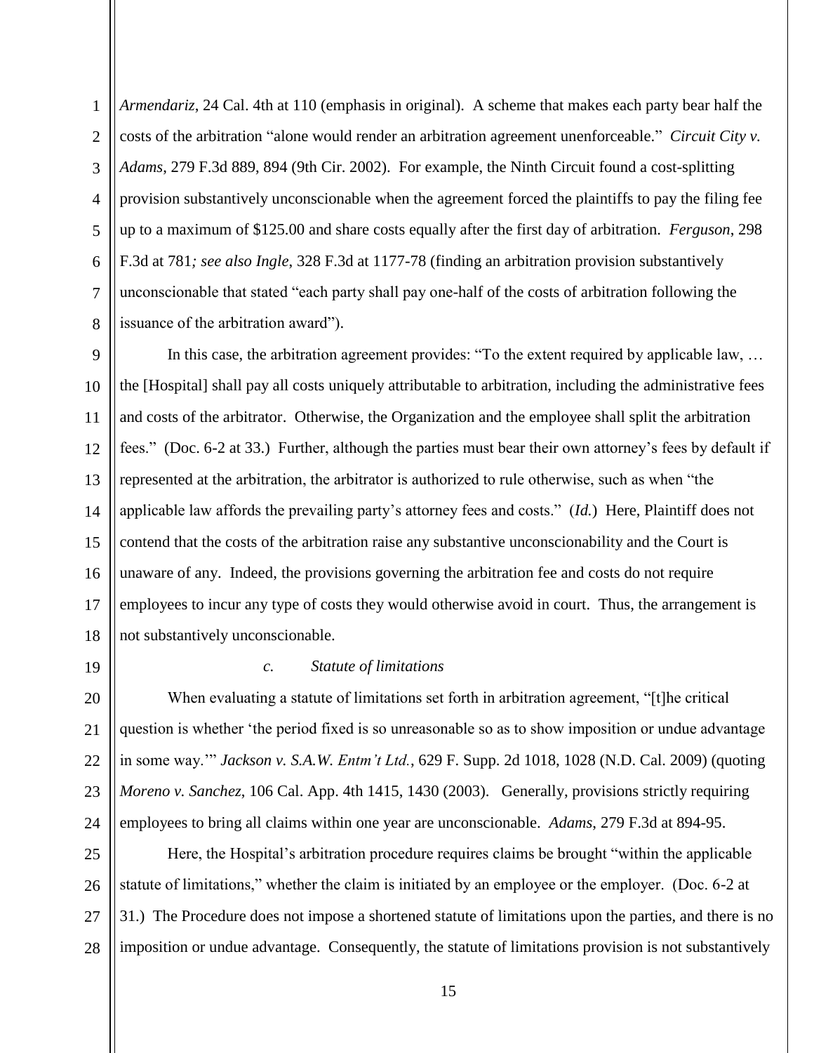*Armendariz*, 24 Cal. 4th at 110 (emphasis in original). A scheme that makes each party bear half the costs of the arbitration "alone would render an arbitration agreement unenforceable." *Circuit City v. Adams*, 279 F.3d 889, 894 (9th Cir. 2002). For example, the Ninth Circuit found a cost-splitting provision substantively unconscionable when the agreement forced the plaintiffs to pay the filing fee up to a maximum of $125.00 and share costs equally after the first day of arbitration. *Ferguson*, 298 F.3d at 781*; see also Ingle*, 328 F.3d at 1177-78 (finding an arbitration provision substantively unconscionable that stated "each party shall pay one-half of the costs of arbitration following the issuance of the arbitration award").

In this case, the arbitration agreement provides: "To the extent required by applicable law, … the [Hospital] shall pay all costs uniquely attributable to arbitration, including the administrative fees and costs of the arbitrator. Otherwise, the Organization and the employee shall split the arbitration fees." (Doc. 6-2 at 33.) Further, although the parties must bear their own attorney's fees by default if represented at the arbitration, the arbitrator is authorized to rule otherwise, such as when "the applicable law affords the prevailing party's attorney fees and costs." (*Id.*) Here, Plaintiff does not contend that the costs of the arbitration raise any substantive unconscionability and the Court is unaware of any. Indeed, the provisions governing the arbitration fee and costs do not require employees to incur any type of costs they would otherwise avoid in court. Thus, the arrangement is not substantively unconscionable.

*c. Statute of limitations*

When evaluating a statute of limitations set forth in arbitration agreement, "[t]he critical question is whether 'the period fixed is so unreasonable so as to show imposition or undue advantage in some way.'" *Jackson v. S.A.W. Entm't Ltd.*, 629 F. Supp. 2d 1018, 1028 (N.D. Cal. 2009) (quoting *Moreno v. Sanchez*, 106 Cal. App. 4th 1415, 1430 (2003). Generally, provisions strictly requiring employees to bring all claims within one year are unconscionable. *Adams*, 279 F.3d at 894-95.

Here, the Hospital's arbitration procedure requires claims be brought "within the applicable statute of limitations," whether the claim is initiated by an employee or the employer. (Doc. 6-2 at 31.) The Procedure does not impose a shortened statute of limitations upon the parties, and there is no imposition or undue advantage. Consequently, the statute of limitations provision is not substantively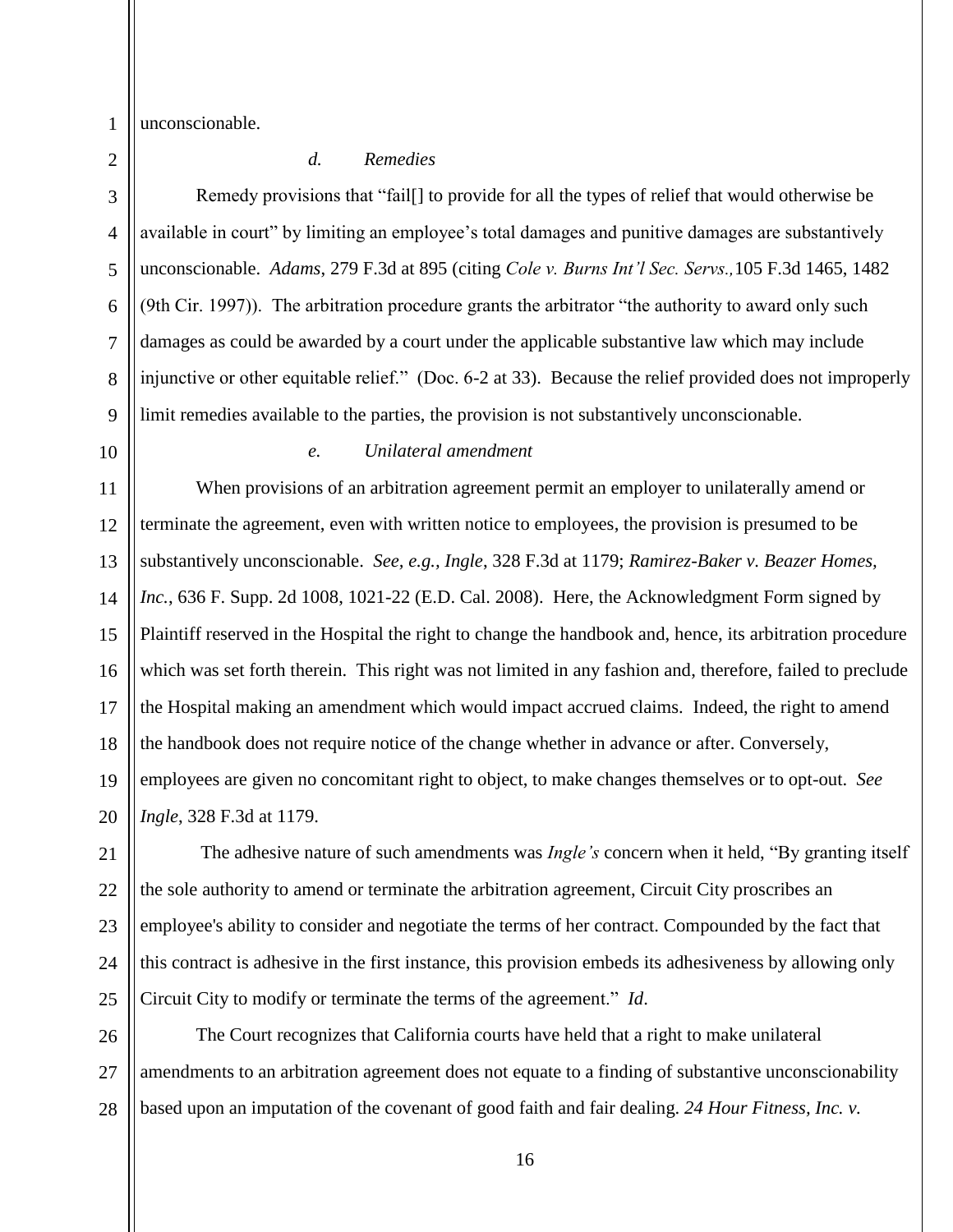unconscionable.

*d. Remedies*

Remedy provisions that "fail[] to provide for all the types of relief that would otherwise be available in court" by limiting an employee's total damages and punitive damages are substantively unconscionable. *Adams*, 279 F.3d at 895 (citing *Cole v. Burns Int'l Sec. Servs.,*105 F.3d 1465, 1482 (9th Cir. 1997)). The arbitration procedure grants the arbitrator "the authority to award only such damages as could be awarded by a court under the applicable substantive law which may include injunctive or other equitable relief." (Doc. 6-2 at 33). Because the relief provided does not improperly limit remedies available to the parties, the provision is not substantively unconscionable.

*e. Unilateral amendment*

When provisions of an arbitration agreement permit an employer to unilaterally amend or terminate the agreement, even with written notice to employees, the provision is presumed to be substantively unconscionable. *See, e.g., Ingle*, 328 F.3d at 1179; *Ramirez-Baker v. Beazer Homes, Inc.*, 636 F. Supp. 2d 1008, 1021-22 (E.D. Cal. 2008). Here, the Acknowledgment Form signed by Plaintiff reserved in the Hospital the right to change the handbook and, hence, its arbitration procedure which was set forth therein. This right was not limited in any fashion and, therefore, failed to preclude the Hospital making an amendment which would impact accrued claims. Indeed, the right to amend the handbook does not require notice of the change whether in advance or after. Conversely, employees are given no concomitant right to object, to make changes themselves or to opt-out. *See Ingle*, 328 F.3d at 1179.

The adhesive nature of such amendments was *Ingle's* concern when it held, "By granting itself the sole authority to amend or terminate the arbitration agreement, Circuit City proscribes an employee's ability to consider and negotiate the terms of her contract. Compounded by the fact that this contract is adhesive in the first instance, this provision embeds its adhesiveness by allowing only Circuit City to modify or terminate the terms of the agreement." *Id*.

The Court recognizes that California courts have held that a right to make unilateral amendments to an arbitration agreement does not equate to a finding of substantive unconscionability based upon an imputation of the covenant of good faith and fair dealing. *24 Hour Fitness, Inc. v.*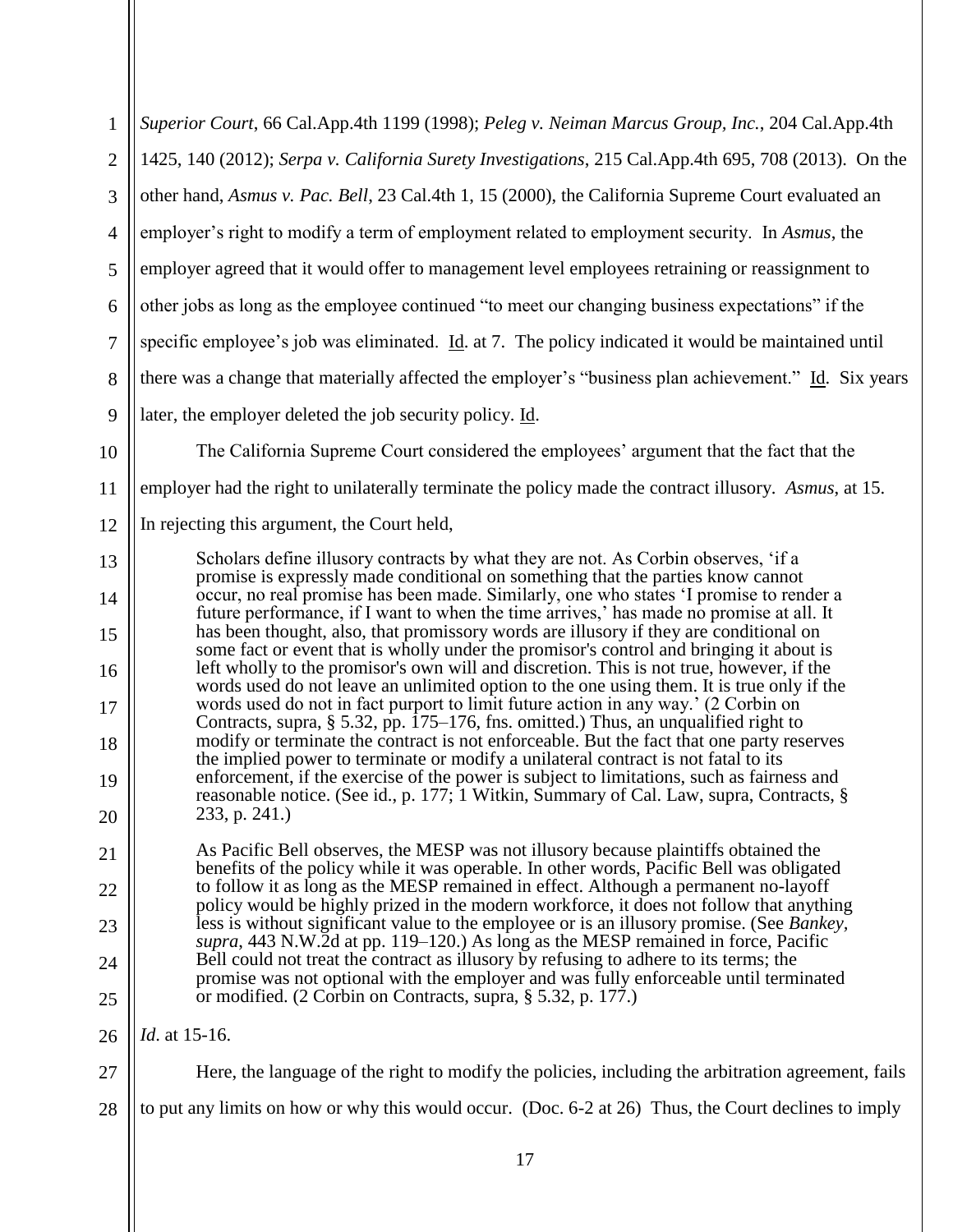*Superior Court*, 66 Cal.App.4th 1199 (1998); *Peleg v. Neiman Marcus Group, Inc.*, 204 Cal.App.4th 1425, 140 (2012); *Serpa v. California Surety Investigations*, 215 Cal.App.4th 695, 708 (2013). On the other hand, *Asmus v. Pac. Bell*, 23 Cal.4th 1, 15 (2000), the California Supreme Court evaluated an employer's right to modify a term of employment related to employment security. In *Asmus*, the employer agreed that it would offer to management level employees retraining or reassignment to other jobs as long as the employee continued "to meet our changing business expectations" if the specific employee's job was eliminated. Id. at 7. The policy indicated it would be maintained until there was a change that materially affected the employer's "business plan achievement." Id. Six years later, the employer deleted the job security policy. Id.

The California Supreme Court considered the employees' argument that the fact that the employer had the right to unilaterally terminate the policy made the contract illusory. *Asmus*, at 15. In rejecting this argument, the Court held,

> Scholars define illusory contracts by what they are not. As Corbin observes, 'if a promise is expressly made conditional on something that the parties know cannot occur, no real promise has been made. Similarly, one who states 'I promise to render a future performance, if I want to when the time arrives,' has made no promise at all. It has been thought, also, that promissory words are illusory if they are conditional on some fact or event that is wholly under the promisor's control and bringing it about is left wholly to the promisor's own will and discretion. This is not true, however, if the words used do not leave an unlimited option to the one using them. It is true only if the words used do not in fact purport to limit future action in any way.' (2 Corbin on Contracts, supra, § 5.32, pp. 175–176, fns. omitted.) Thus, an unqualified right to modify or terminate the contract is not enforceable. But the fact that one party reserves the implied power to terminate or modify a unilateral contract is not fatal to its enforcement, if the exercise of the power is subject to limitations, such as fairness and reasonable notice. (See id., p. 177; 1 Witkin, Summary of Cal. Law, supra, Contracts, § 233, p. 241.)
>
> As Pacific Bell observes, the MESP was not illusory because plaintiffs obtained the benefits of the policy while it was operable. In other words, Pacific Bell was obligated to follow it as long as the MESP remained in effect. Although a permanent no-layoff policy would be highly prized in the modern workforce, it does not follow that anything less is without significant value to the employee or is an illusory promise. (See *Bankey, supra*, 443 N.W.2d at pp. 119–120.) As long as the MESP remained in force, Pacific Bell could not treat the contract as illusory by refusing to adhere to its terms; the promise was not optional with the employer and was fully enforceable until terminated or modified. (2 Corbin on Contracts, supra, § 5.32, p. 177.)

*Id*. at 15-16.

Here, the language of the right to modify the policies, including the arbitration agreement, fails to put any limits on how or why this would occur. (Doc. 6-2 at 26) Thus, the Court declines to imply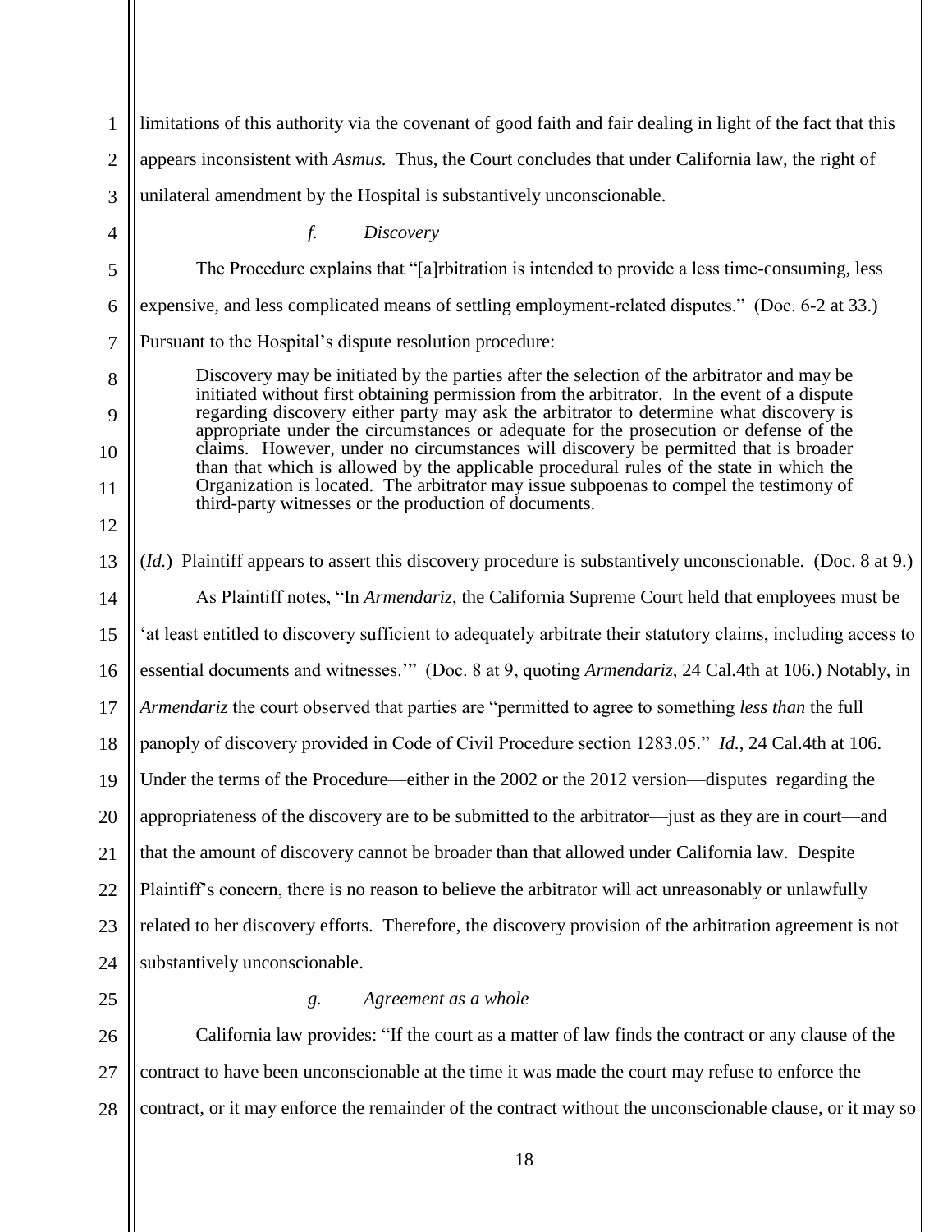limitations of this authority via the covenant of good faith and fair dealing in light of the fact that this appears inconsistent with *Asmus.* Thus, the Court concludes that under California law, the right of unilateral amendment by the Hospital is substantively unconscionable.

*f. Discovery*

The Procedure explains that "[a]rbitration is intended to provide a less time-consuming, less expensive, and less complicated means of settling employment-related disputes." (Doc. 6-2 at 33.) Pursuant to the Hospital's dispute resolution procedure:

> Discovery may be initiated by the parties after the selection of the arbitrator and may be initiated without first obtaining permission from the arbitrator. In the event of a dispute regarding discovery either party may ask the arbitrator to determine what discovery is appropriate under the circumstances or adequate for the prosecution or defense of the claims. However, under no circumstances will discovery be permitted that is broader than that which is allowed by the applicable procedural rules of the state in which the Organization is located. The arbitrator may issue subpoenas to compel the testimony of third-party witnesses or the production of documents.

(*Id.*) Plaintiff appears to assert this discovery procedure is substantively unconscionable. (Doc. 8 at 9.)

As Plaintiff notes, "In *Armendariz*, the California Supreme Court held that employees must be 'at least entitled to discovery sufficient to adequately arbitrate their statutory claims, including access to essential documents and witnesses.'" (Doc. 8 at 9, quoting *Armendariz*, 24 Cal.4th at 106.) Notably, in *Armendariz* the court observed that parties are "permitted to agree to something *less than* the full panoply of discovery provided in Code of Civil Procedure section 1283.05." *Id.*, 24 Cal.4th at 106. Under the terms of the Procedure—either in the 2002 or the 2012 version—disputes regarding the appropriateness of the discovery are to be submitted to the arbitrator—just as they are in court—and that the amount of discovery cannot be broader than that allowed under California law. Despite Plaintiff's concern, there is no reason to believe the arbitrator will act unreasonably or unlawfully related to her discovery efforts. Therefore, the discovery provision of the arbitration agreement is not substantively unconscionable.

*g. Agreement as a whole*

California law provides: "If the court as a matter of law finds the contract or any clause of the contract to have been unconscionable at the time it was made the court may refuse to enforce the contract, or it may enforce the remainder of the contract without the unconscionable clause, or it may so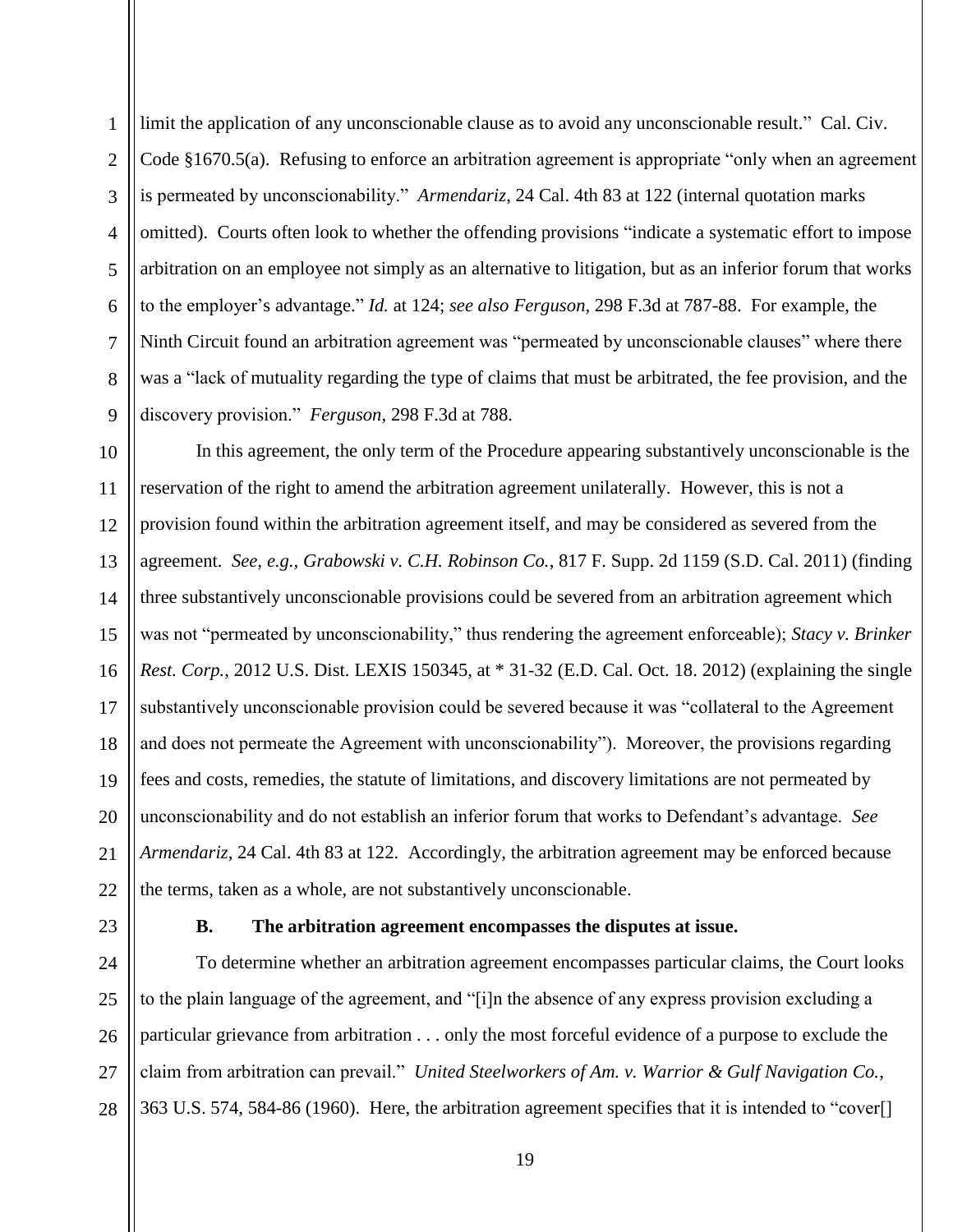limit the application of any unconscionable clause as to avoid any unconscionable result." Cal. Civ. Code §1670.5(a). Refusing to enforce an arbitration agreement is appropriate "only when an agreement is permeated by unconscionability." *Armendariz*, 24 Cal. 4th 83 at 122 (internal quotation marks omitted). Courts often look to whether the offending provisions "indicate a systematic effort to impose arbitration on an employee not simply as an alternative to litigation, but as an inferior forum that works to the employer's advantage." *Id.* at 124; *see also Ferguson*, 298 F.3d at 787-88. For example, the Ninth Circuit found an arbitration agreement was "permeated by unconscionable clauses" where there was a "lack of mutuality regarding the type of claims that must be arbitrated, the fee provision, and the discovery provision." *Ferguson*, 298 F.3d at 788.

In this agreement, the only term of the Procedure appearing substantively unconscionable is the reservation of the right to amend the arbitration agreement unilaterally. However, this is not a provision found within the arbitration agreement itself, and may be considered as severed from the agreement. *See, e.g., Grabowski v. C.H. Robinson Co.*, 817 F. Supp. 2d 1159 (S.D. Cal. 2011) (finding three substantively unconscionable provisions could be severed from an arbitration agreement which was not "permeated by unconscionability," thus rendering the agreement enforceable); *Stacy v. Brinker Rest. Corp.*, 2012 U.S. Dist. LEXIS 150345, at * 31-32 (E.D. Cal. Oct. 18. 2012) (explaining the single substantively unconscionable provision could be severed because it was "collateral to the Agreement and does not permeate the Agreement with unconscionability"). Moreover, the provisions regarding fees and costs, remedies, the statute of limitations, and discovery limitations are not permeated by unconscionability and do not establish an inferior forum that works to Defendant's advantage. *See Armendariz*, 24 Cal. 4th 83 at 122. Accordingly, the arbitration agreement may be enforced because the terms, taken as a whole, are not substantively unconscionable.

### B. The arbitration agreement encompasses the disputes at issue.

To determine whether an arbitration agreement encompasses particular claims, the Court looks to the plain language of the agreement, and "[i]n the absence of any express provision excluding a particular grievance from arbitration . . . only the most forceful evidence of a purpose to exclude the claim from arbitration can prevail." *United Steelworkers of Am. v. Warrior & Gulf Navigation Co.*, 363 U.S. 574, 584-86 (1960). Here, the arbitration agreement specifies that it is intended to "cover[]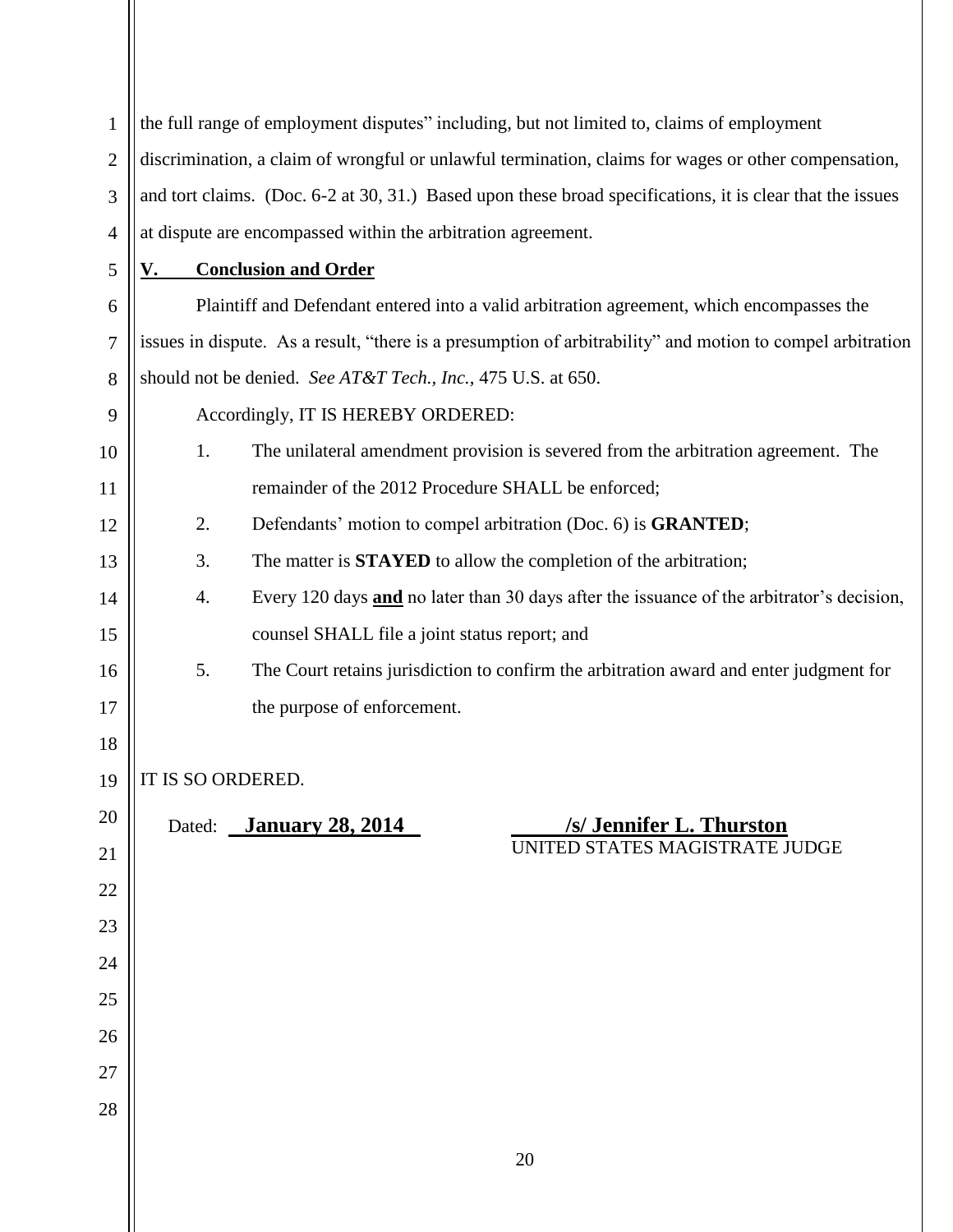the full range of employment disputes" including, but not limited to, claims of employment discrimination, a claim of wrongful or unlawful termination, claims for wages or other compensation, and tort claims. (Doc. 6-2 at 30, 31.) Based upon these broad specifications, it is clear that the issues at dispute are encompassed within the arbitration agreement.

## V. Conclusion and Order

Plaintiff and Defendant entered into a valid arbitration agreement, which encompasses the issues in dispute. As a result, "there is a presumption of arbitrability" and motion to compel arbitration should not be denied. *See AT&T Tech., Inc.*, 475 U.S. at 650.

Accordingly, IT IS HEREBY ORDERED:

1. The unilateral amendment provision is severed from the arbitration agreement. The remainder of the 2012 Procedure SHALL be enforced;
2. Defendants' motion to compel arbitration (Doc. 6) is **GRANTED**;
3. The matter is **STAYED** to allow the completion of the arbitration;
4. Every 120 days **and** no later than 30 days after the issuance of the arbitrator's decision, counsel SHALL file a joint status report; and
5. The Court retains jurisdiction to confirm the arbitration award and enter judgment for the purpose of enforcement.

IT IS SO ORDERED.

Dated: **January 28, 2014**

**/s/ Jennifer L. Thurston**
UNITED STATES MAGISTRATE JUDGE